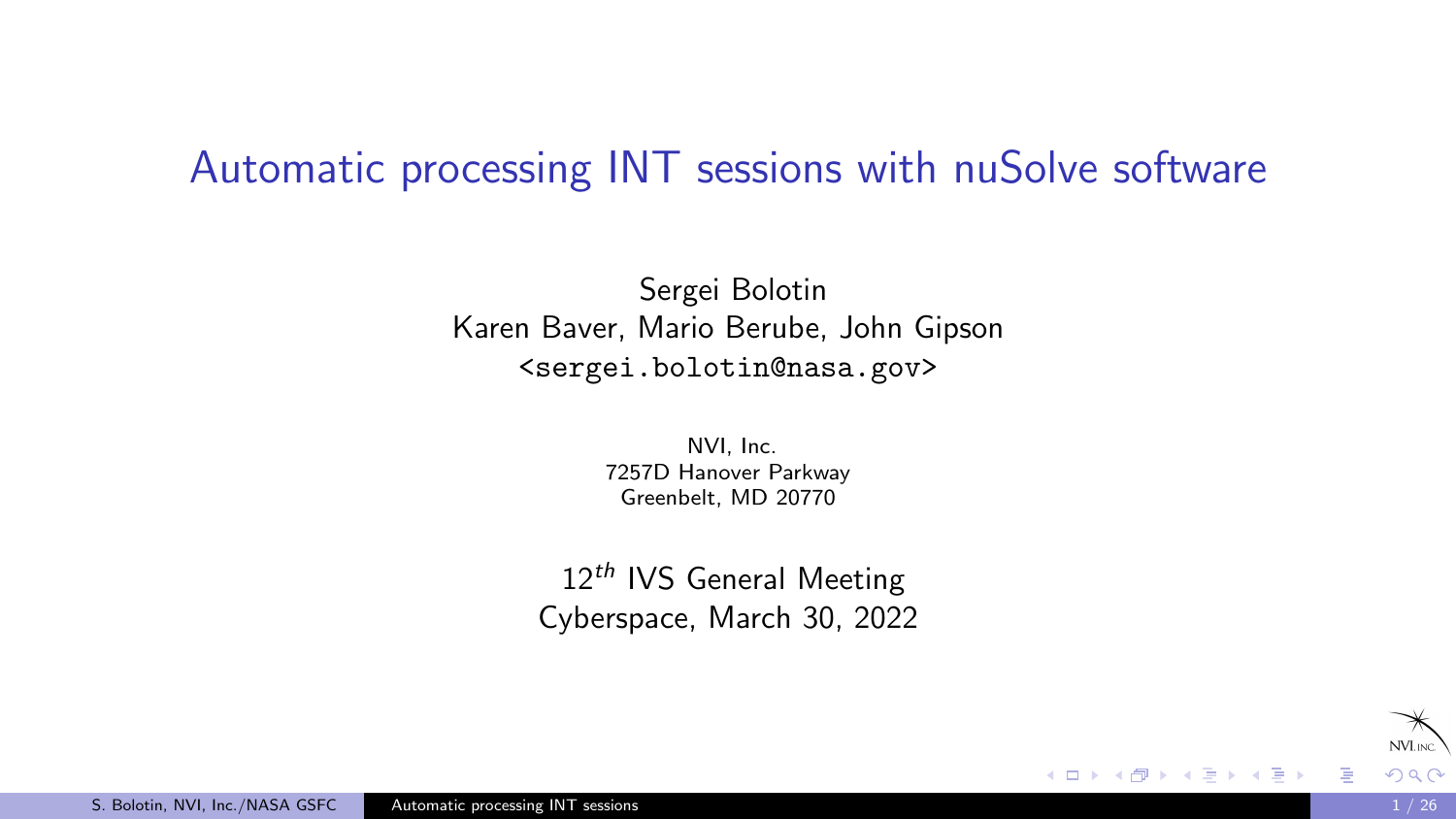# Automatic processing INT sessions with nuSolve software

Sergei Bolotin
Karen Baver, Mario Berube, John Gipson
<sergei.bolotin@nasa.gov>

NVI, Inc.
7257D Hanover Parkway
Greenbelt, MD 20770

12$^{th}$ IVS General Meeting
Cyberspace, March 30, 2022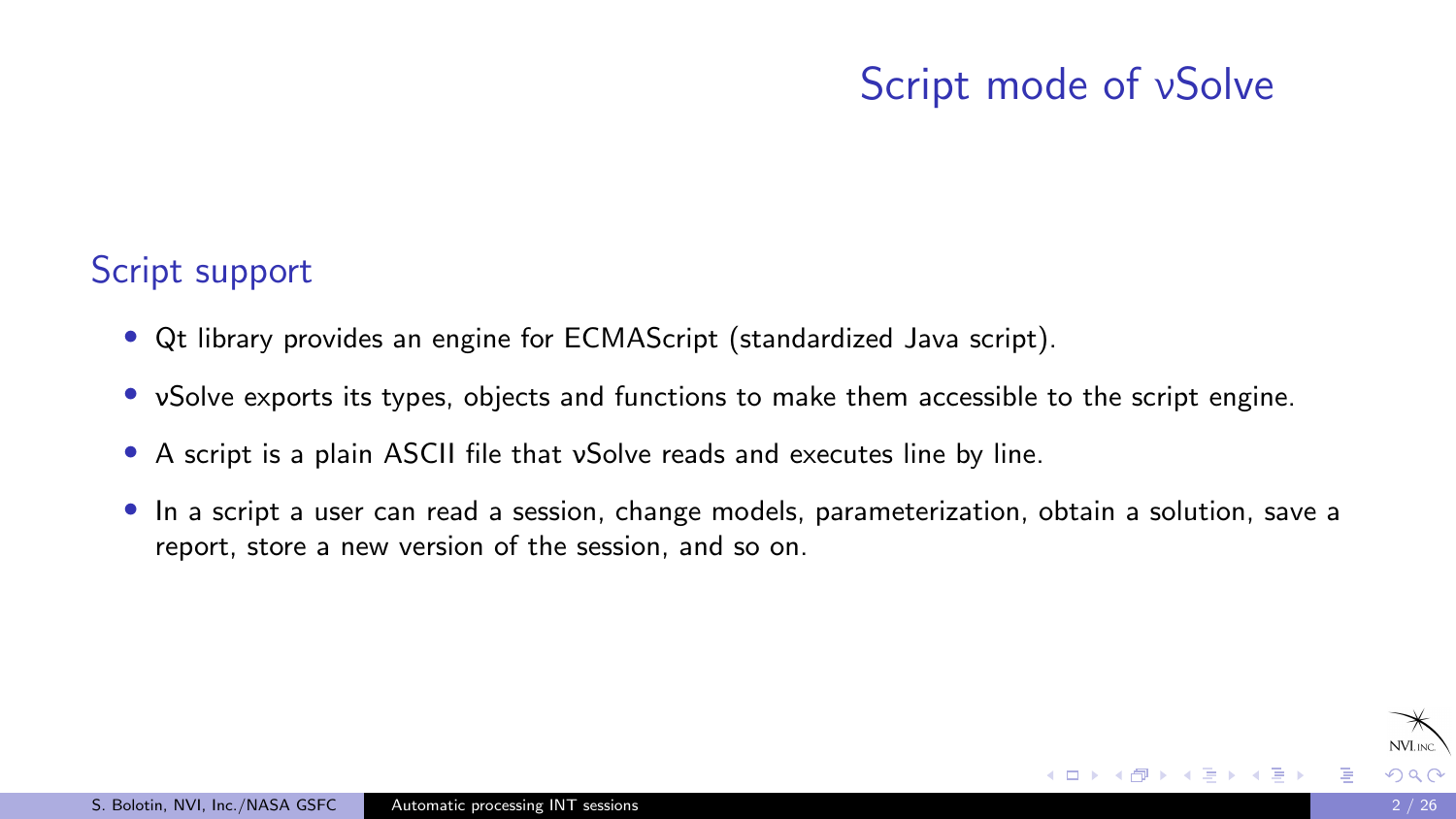# Script mode of νSolve

## Script support

- Qt library provides an engine for ECMAScript (standardized Java script).
- νSolve exports its types, objects and functions to make them accessible to the script engine.
- A script is a plain ASCII file that νSolve reads and executes line by line.
- In a script a user can read a session, change models, parameterization, obtain a solution, save a report, store a new version of the session, and so on.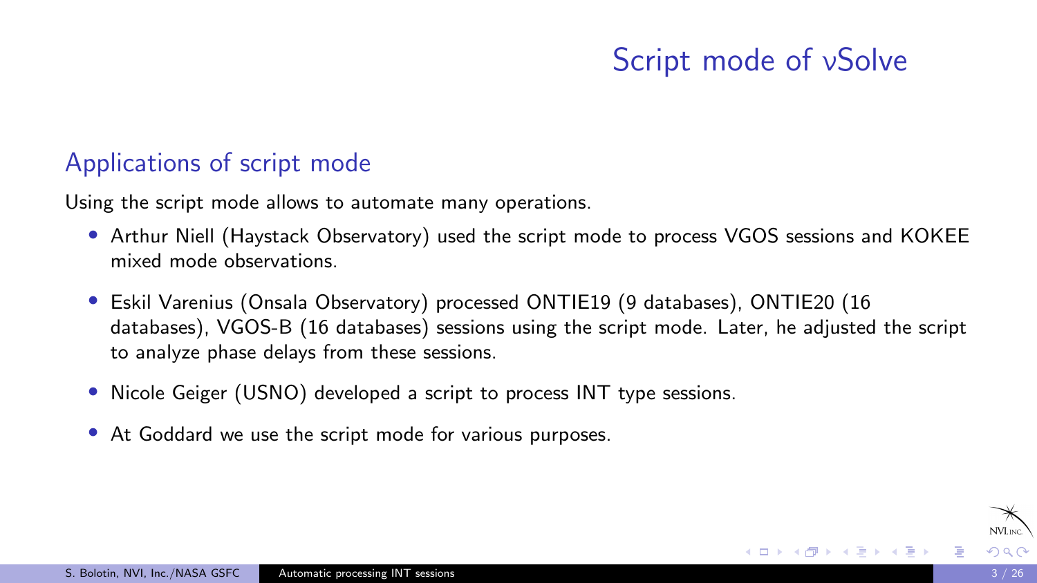# Script mode of νSolve

## Applications of script mode

Using the script mode allows to automate many operations.

- Arthur Niell (Haystack Observatory) used the script mode to process VGOS sessions and KOKEE mixed mode observations.
- Eskil Varenius (Onsala Observatory) processed ONTIE19 (9 databases), ONTIE20 (16 databases), VGOS-B (16 databases) sessions using the script mode. Later, he adjusted the script to analyze phase delays from these sessions.
- Nicole Geiger (USNO) developed a script to process INT type sessions.
- At Goddard we use the script mode for various purposes.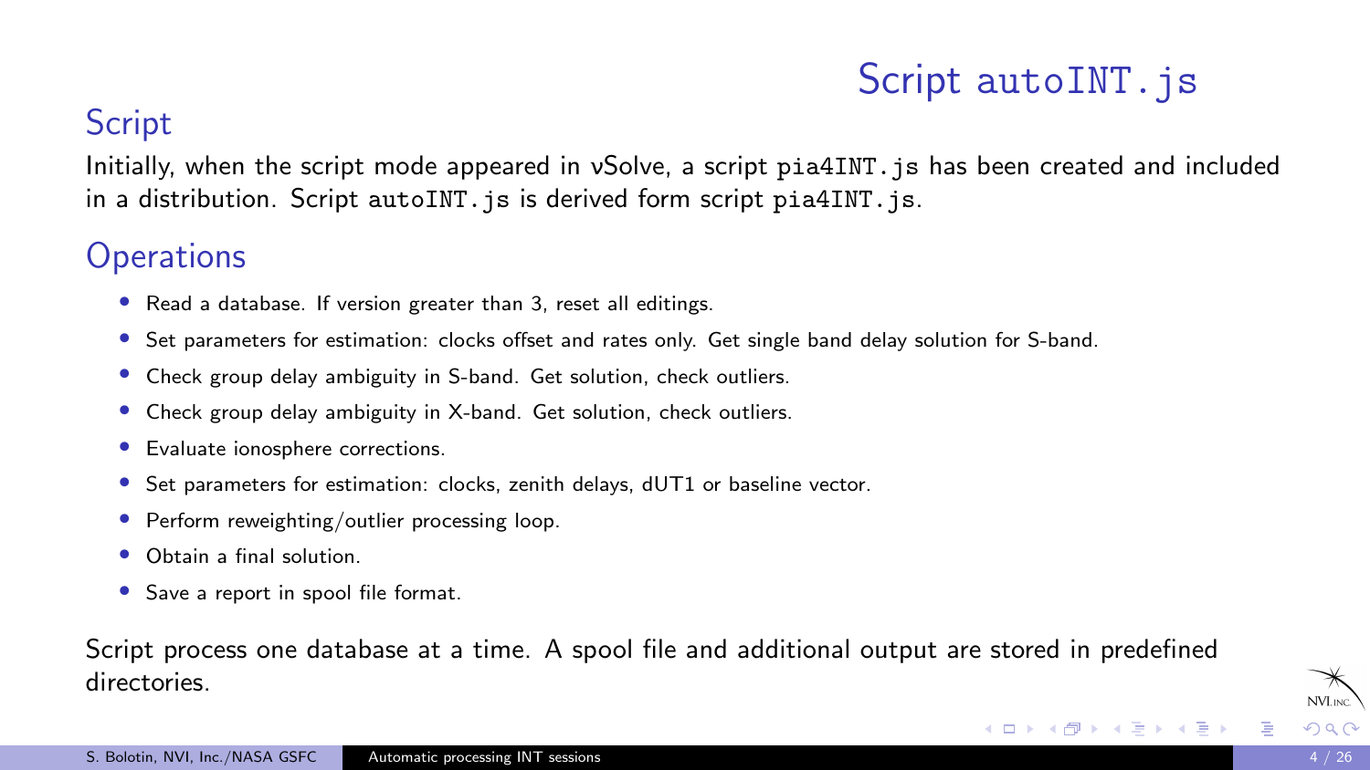# Script `autoINT.js`

## Script

Initially, when the script mode appeared in νSolve, a script `pia4INT.js` has been created and included in a distribution. Script `autoINT.js` is derived form script `pia4INT.js`.

## Operations

- Read a database. If version greater than 3, reset all editings.
- Set parameters for estimation: clocks offset and rates only. Get single band delay solution for S-band.
- Check group delay ambiguity in S-band. Get solution, check outliers.
- Check group delay ambiguity in X-band. Get solution, check outliers.
- Evaluate ionosphere corrections.
- Set parameters for estimation: clocks, zenith delays, dUT1 or baseline vector.
- Perform reweighting/outlier processing loop.
- Obtain a final solution.
- Save a report in spool file format.

Script process one database at a time. A spool file and additional output are stored in predefined directories.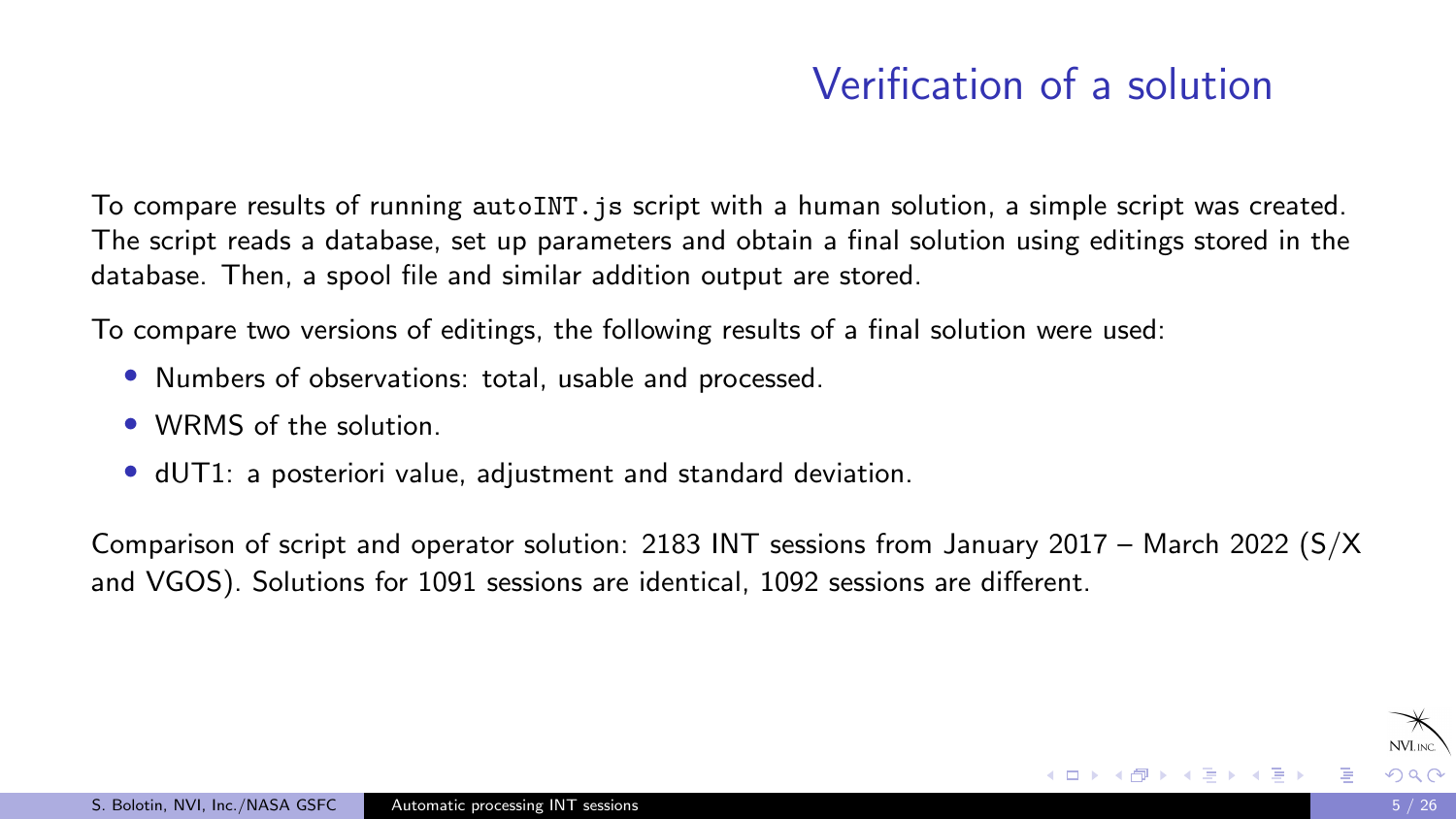# Verification of a solution

To compare results of running `autoINT.js` script with a human solution, a simple script was created. The script reads a database, set up parameters and obtain a final solution using editings stored in the database. Then, a spool file and similar addition output are stored.

To compare two versions of editings, the following results of a final solution were used:

- Numbers of observations: total, usable and processed.
- WRMS of the solution.
- dUT1: a posteriori value, adjustment and standard deviation.

Comparison of script and operator solution: 2183 INT sessions from January 2017 – March 2022 (S/X and VGOS). Solutions for 1091 sessions are identical, 1092 sessions are different.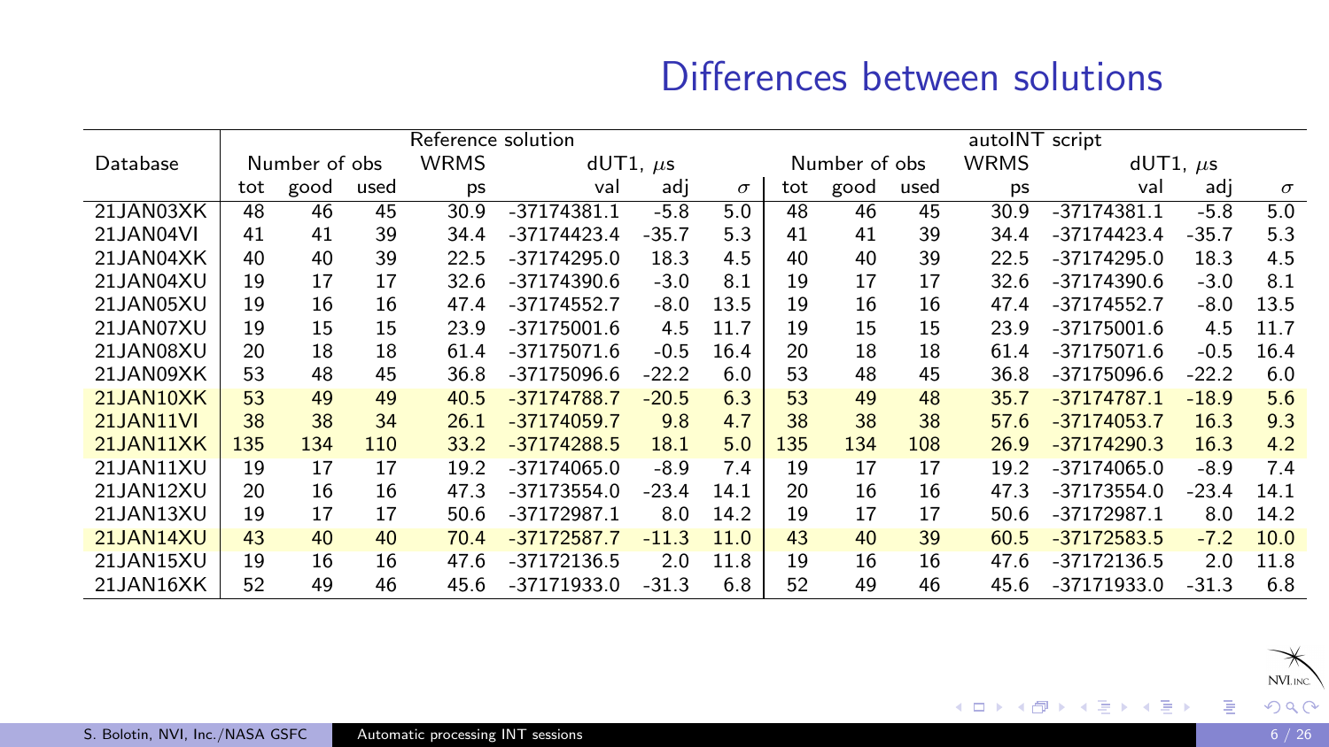# Differences between solutions

| Database | Reference solution | | | | | | | autoINT script | | | | | | |
|---|---|---|---|---|---|---|---|---|---|---|---|---|---|---|
| | Number of obs | | | WRMS | dUT1, $\mu$s | | | Number of obs | | | WRMS | dUT1, $\mu$s | | |
| | tot | good | used | ps | val | adj | $\sigma$ | tot | good | used | ps | val | adj | $\sigma$ |
| 21JAN03XK | 48 | 46 | 45 | 30.9 | -37174381.1 | -5.8 | 5.0 | 48 | 46 | 45 | 30.9 | -37174381.1 | -5.8 | 5.0 |
| 21JAN04VI | 41 | 41 | 39 | 34.4 | -37174423.4 | -35.7 | 5.3 | 41 | 41 | 39 | 34.4 | -37174423.4 | -35.7 | 5.3 |
| 21JAN04XK | 40 | 40 | 39 | 22.5 | -37174295.0 | 18.3 | 4.5 | 40 | 40 | 39 | 22.5 | -37174295.0 | 18.3 | 4.5 |
| 21JAN04XU | 19 | 17 | 17 | 32.6 | -37174390.6 | -3.0 | 8.1 | 19 | 17 | 17 | 32.6 | -37174390.6 | -3.0 | 8.1 |
| 21JAN05XU | 19 | 16 | 16 | 47.4 | -37174552.7 | -8.0 | 13.5 | 19 | 16 | 16 | 47.4 | -37174552.7 | -8.0 | 13.5 |
| 21JAN07XU | 19 | 15 | 15 | 23.9 | -37175001.6 | 4.5 | 11.7 | 19 | 15 | 15 | 23.9 | -37175001.6 | 4.5 | 11.7 |
| 21JAN08XU | 20 | 18 | 18 | 61.4 | -37175071.6 | -0.5 | 16.4 | 20 | 18 | 18 | 61.4 | -37175071.6 | -0.5 | 16.4 |
| 21JAN09XK | 53 | 48 | 45 | 36.8 | -37175096.6 | -22.2 | 6.0 | 53 | 48 | 45 | 36.8 | -37175096.6 | -22.2 | 6.0 |
| 21JAN10XK | 53 | 49 | 49 | 40.5 | -37174788.7 | -20.5 | 6.3 | 53 | 49 | 48 | 35.7 | -37174787.1 | -18.9 | 5.6 |
| 21JAN11VI | 38 | 38 | 34 | 26.1 | -37174059.7 | 9.8 | 4.7 | 38 | 38 | 38 | 57.6 | -37174053.7 | 16.3 | 9.3 |
| 21JAN11XK | 135 | 134 | 110 | 33.2 | -37174288.5 | 18.1 | 5.0 | 135 | 134 | 108 | 26.9 | -37174290.3 | 16.3 | 4.2 |
| 21JAN11XU | 19 | 17 | 17 | 19.2 | -37174065.0 | -8.9 | 7.4 | 19 | 17 | 17 | 19.2 | -37174065.0 | -8.9 | 7.4 |
| 21JAN12XU | 20 | 16 | 16 | 47.3 | -37173554.0 | -23.4 | 14.1 | 20 | 16 | 16 | 47.3 | -37173554.0 | -23.4 | 14.1 |
| 21JAN13XU | 19 | 17 | 17 | 50.6 | -37172987.1 | 8.0 | 14.2 | 19 | 17 | 17 | 50.6 | -37172987.1 | 8.0 | 14.2 |
| 21JAN14XU | 43 | 40 | 40 | 70.4 | -37172587.7 | -11.3 | 11.0 | 43 | 40 | 39 | 60.5 | -37172583.5 | -7.2 | 10.0 |
| 21JAN15XU | 19 | 16 | 16 | 47.6 | -37172136.5 | 2.0 | 11.8 | 19 | 16 | 16 | 47.6 | -37172136.5 | 2.0 | 11.8 |
| 21JAN16XK | 52 | 49 | 46 | 45.6 | -37171933.0 | -31.3 | 6.8 | 52 | 49 | 46 | 45.6 | -37171933.0 | -31.3 | 6.8 |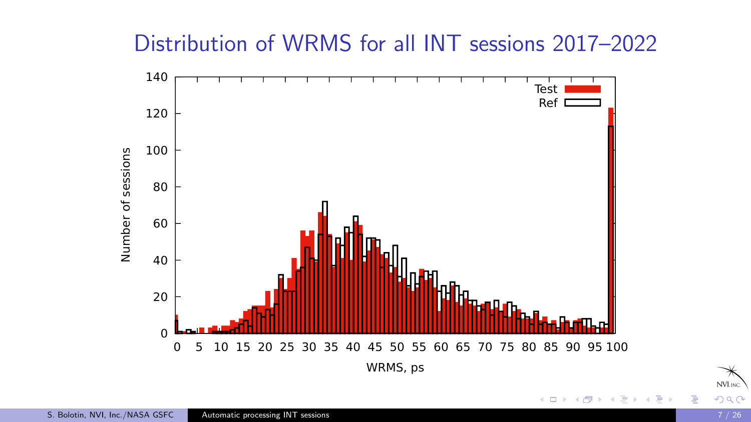# Distribution of WRMS for all INT sessions 2017–2022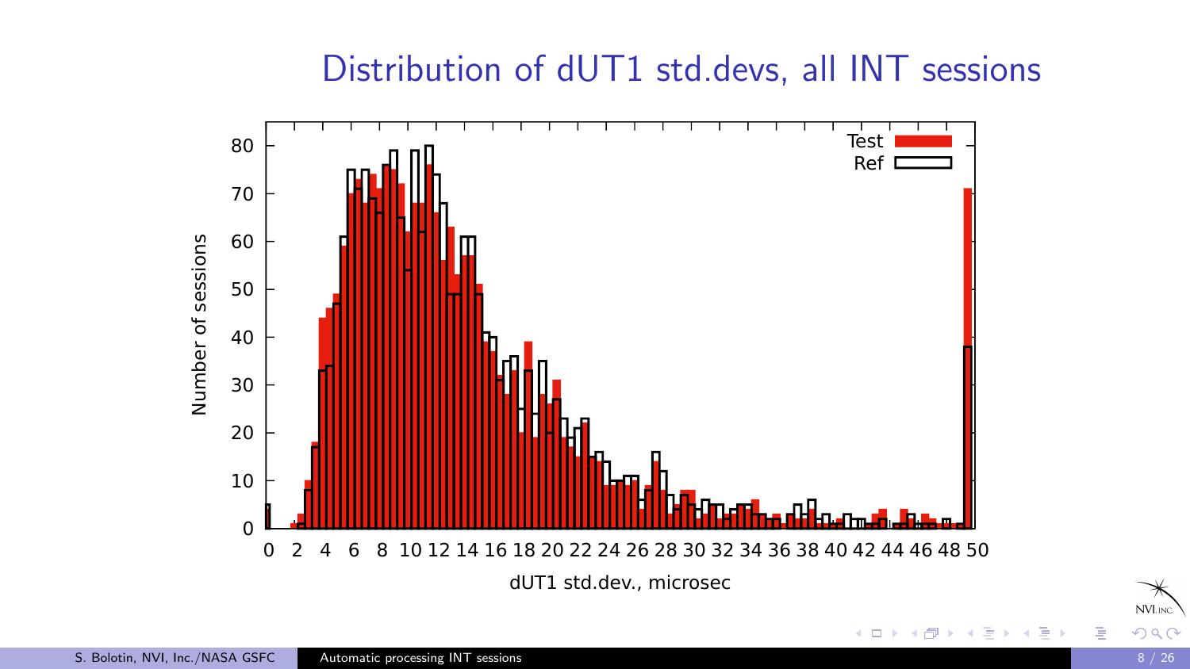# Distribution of dUT1 std.devs, all INT sessions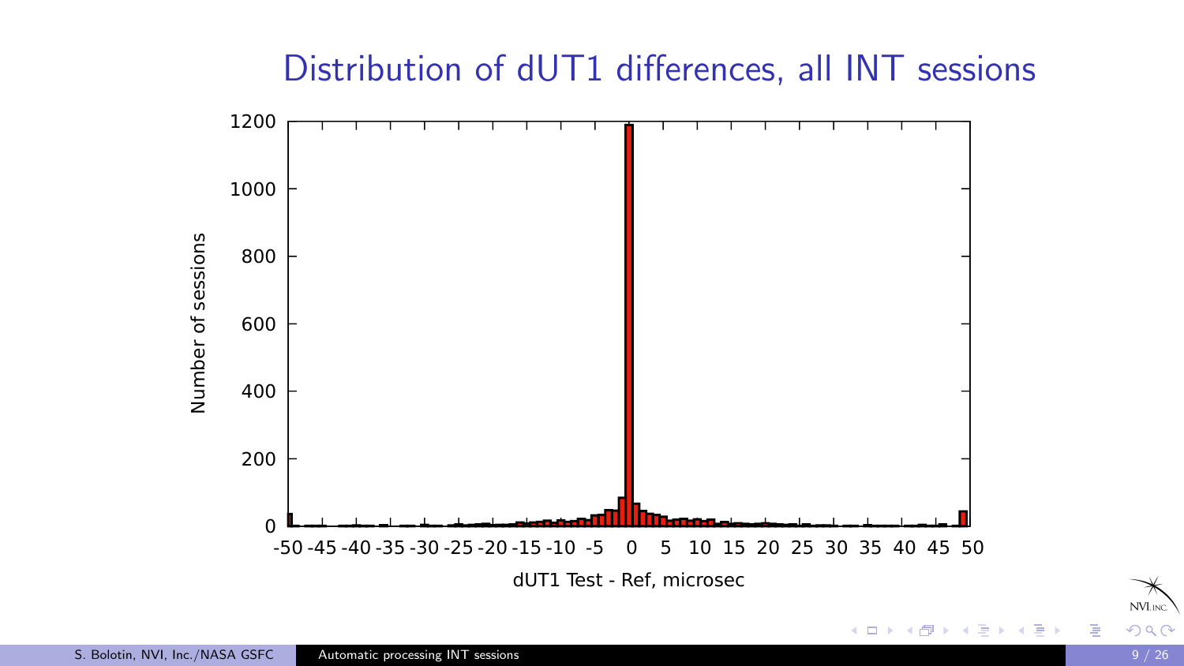# Distribution of dUT1 differences, all INT sessions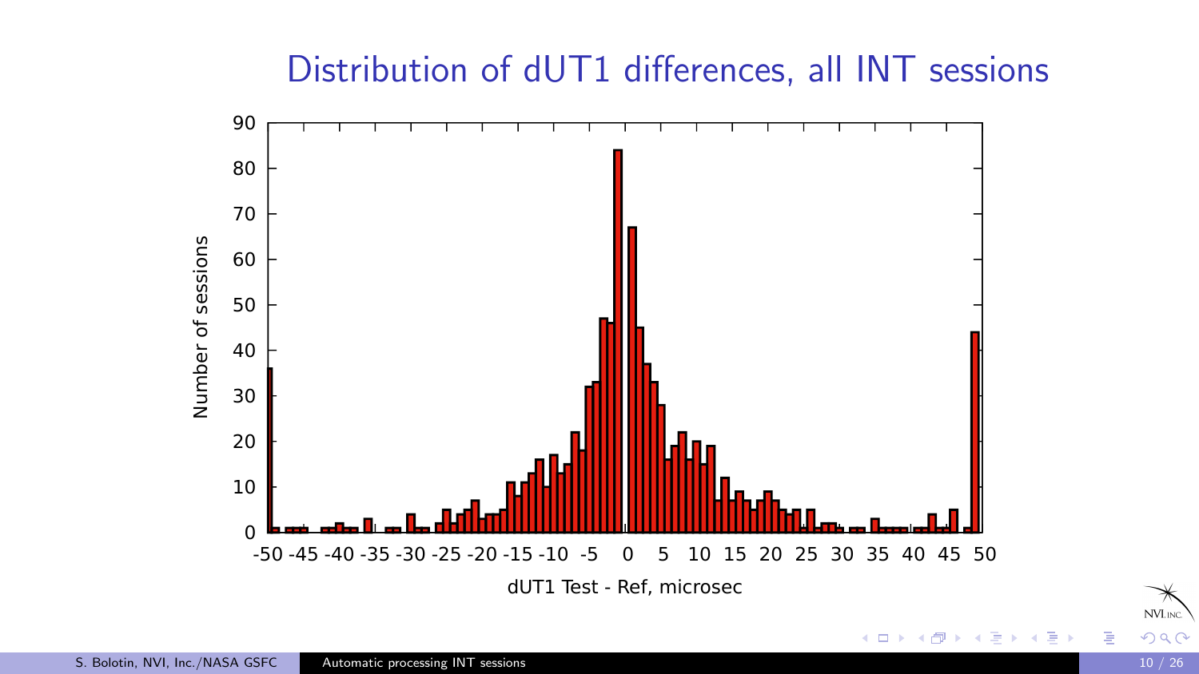# Distribution of dUT1 differences, all INT sessions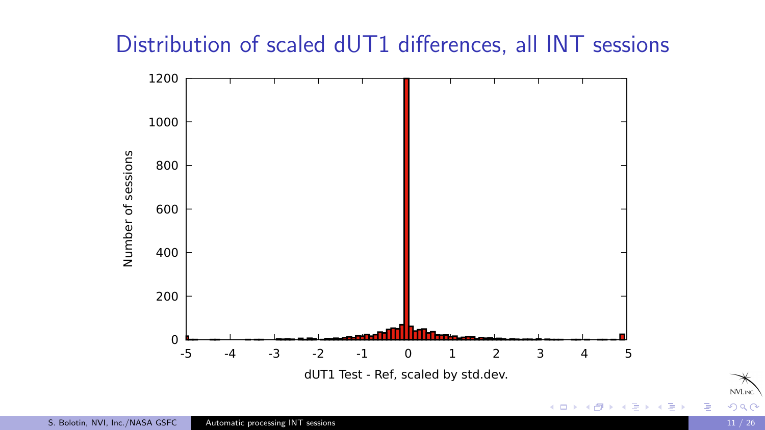# Distribution of scaled dUT1 differences, all INT sessions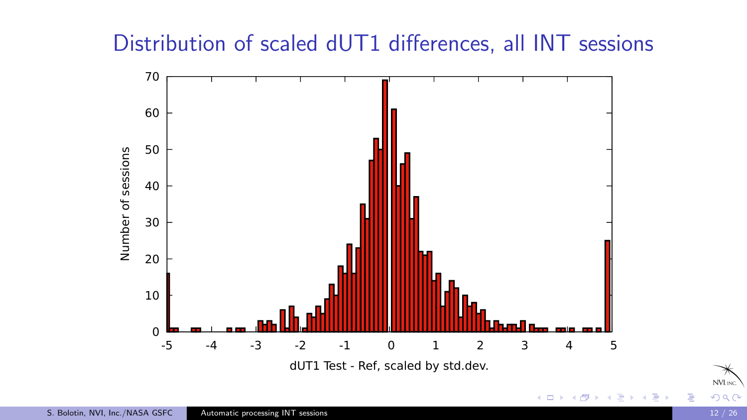# Distribution of scaled dUT1 differences, all INT sessions

Number of sessions

dUT1 Test - Ref, scaled by std.dev.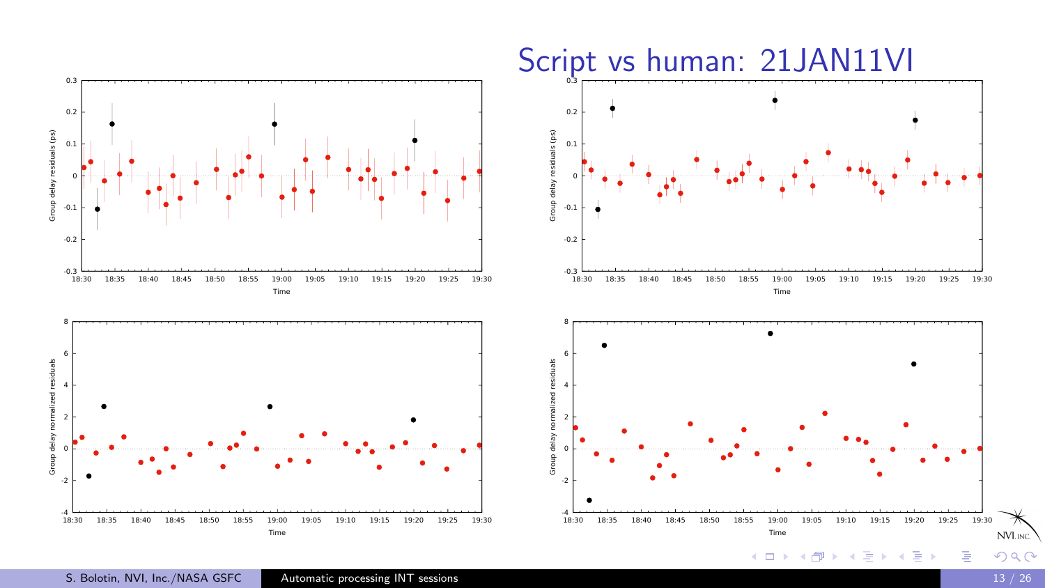# Script vs human: 21JAN11VI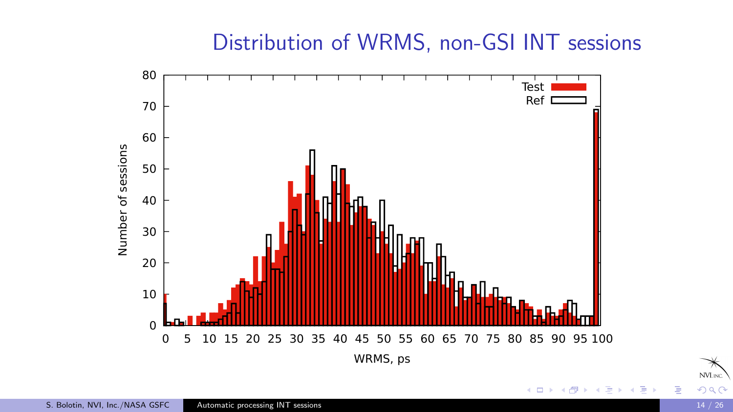# Distribution of WRMS, non-GSI INT sessions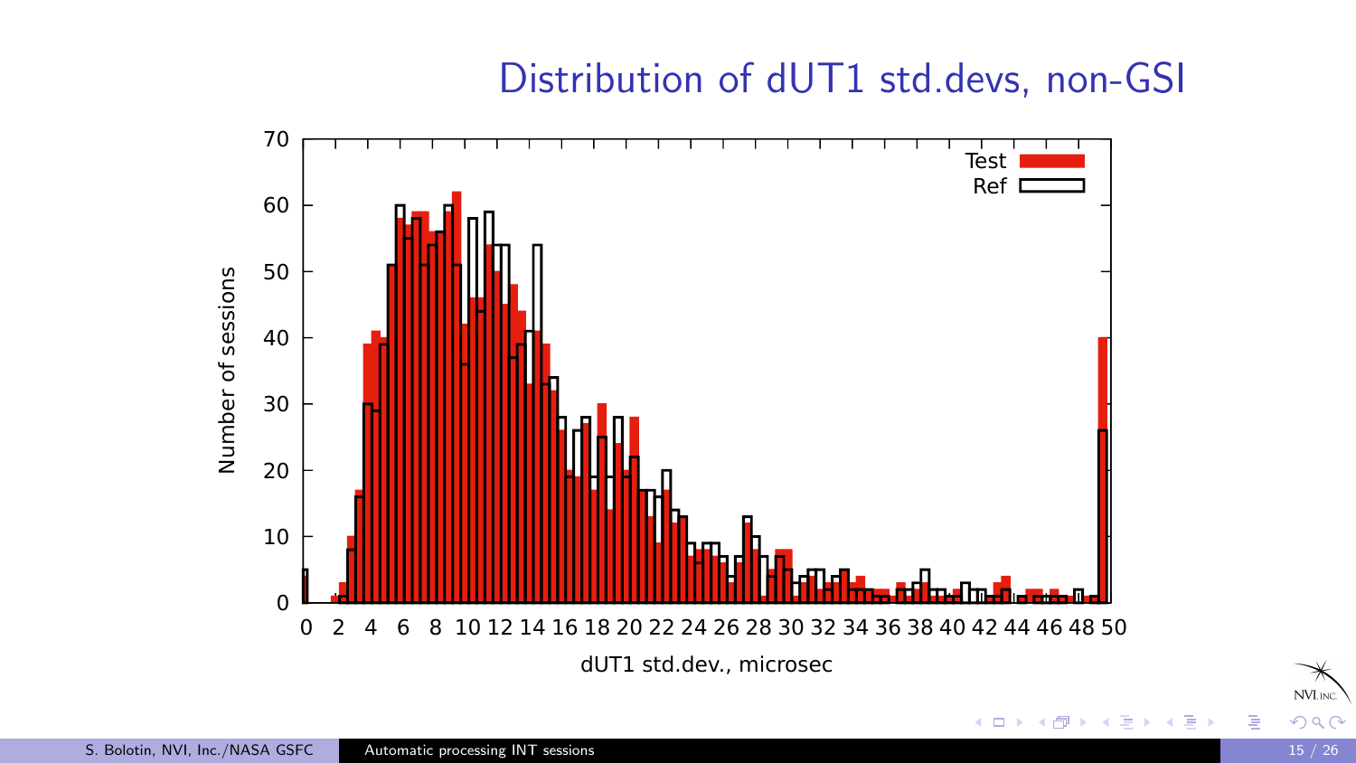# Distribution of dUT1 std.devs, non-GSI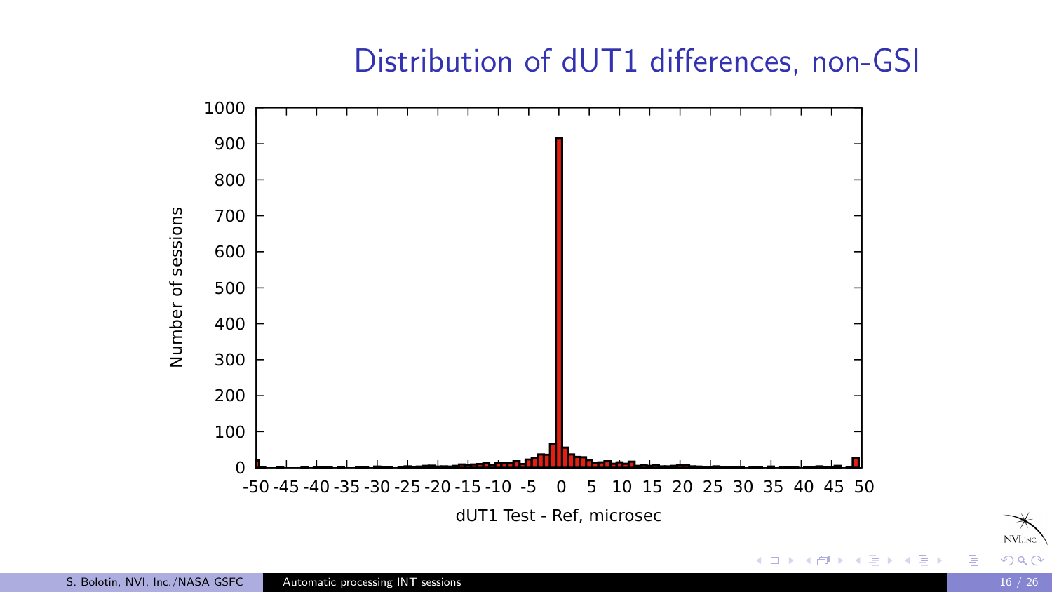# Distribution of dUT1 differences, non-GSI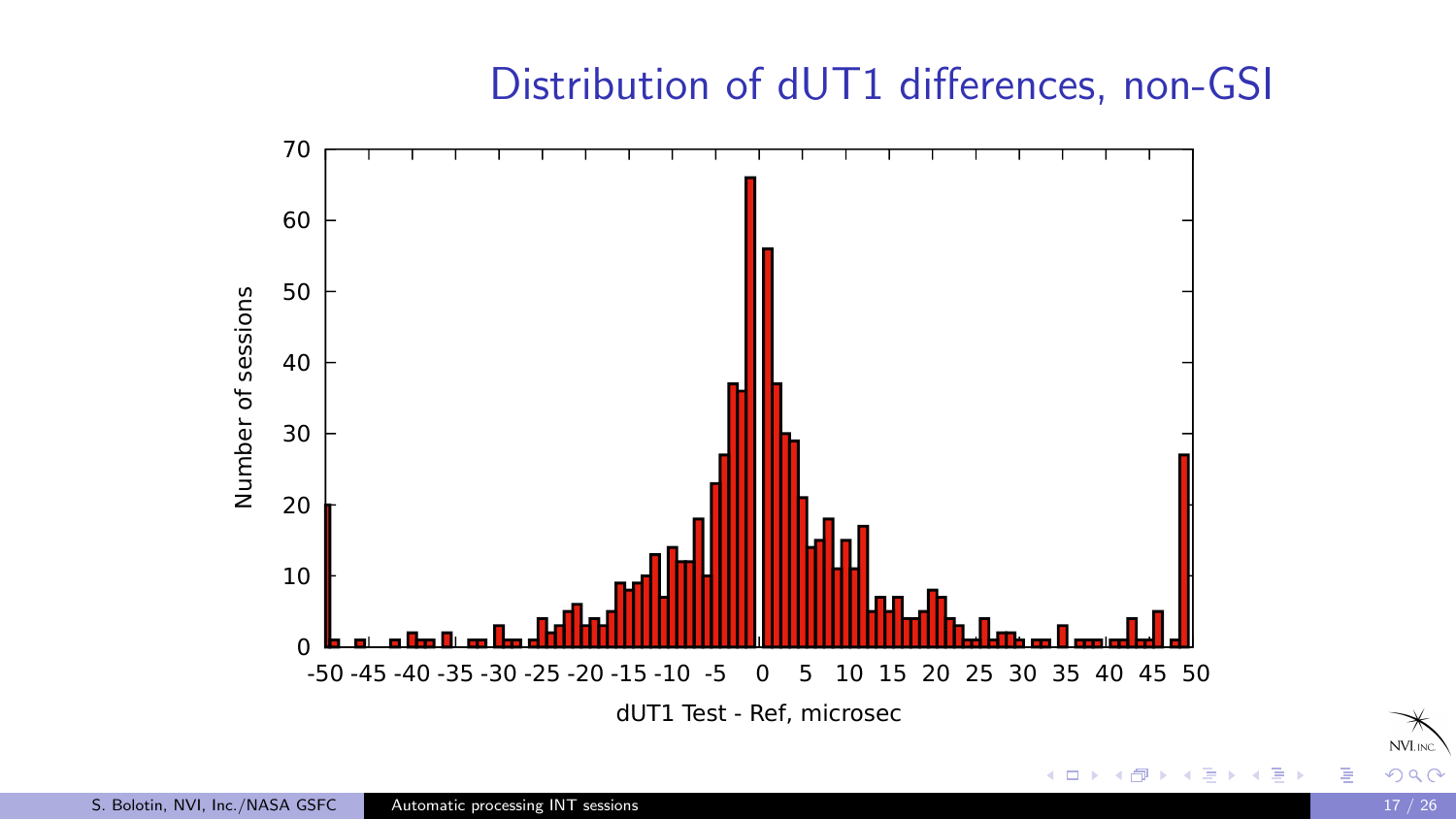# Distribution of dUT1 differences, non-GSI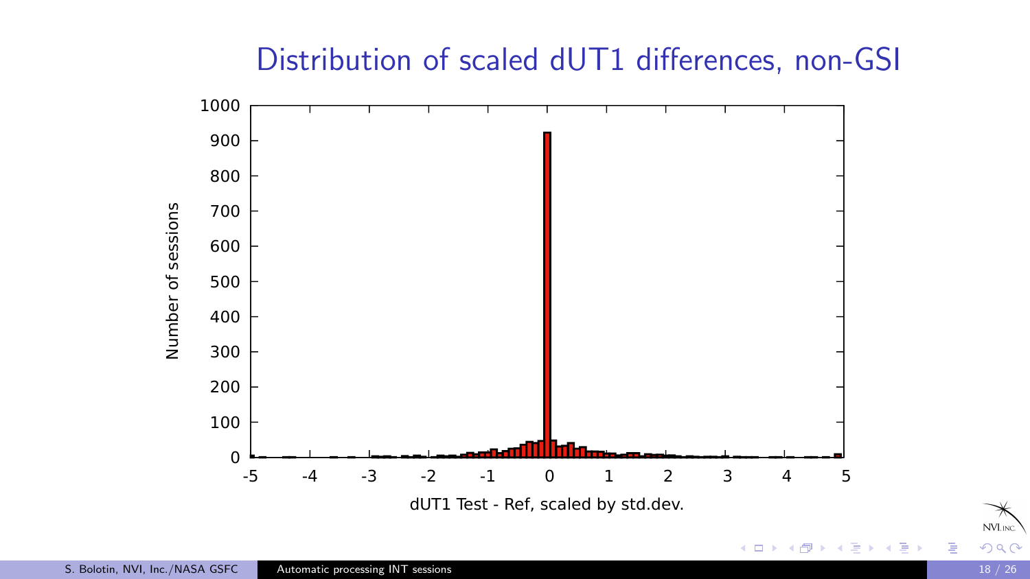## Distribution of scaled dUT1 differences, non-GSI

Number of sessions

1000
900
800
700
600
500
400
300
200
100
0

-5 -4 -3 -2 -1 0 1 2 3 4 5

dUT1 Test - Ref, scaled by std.dev.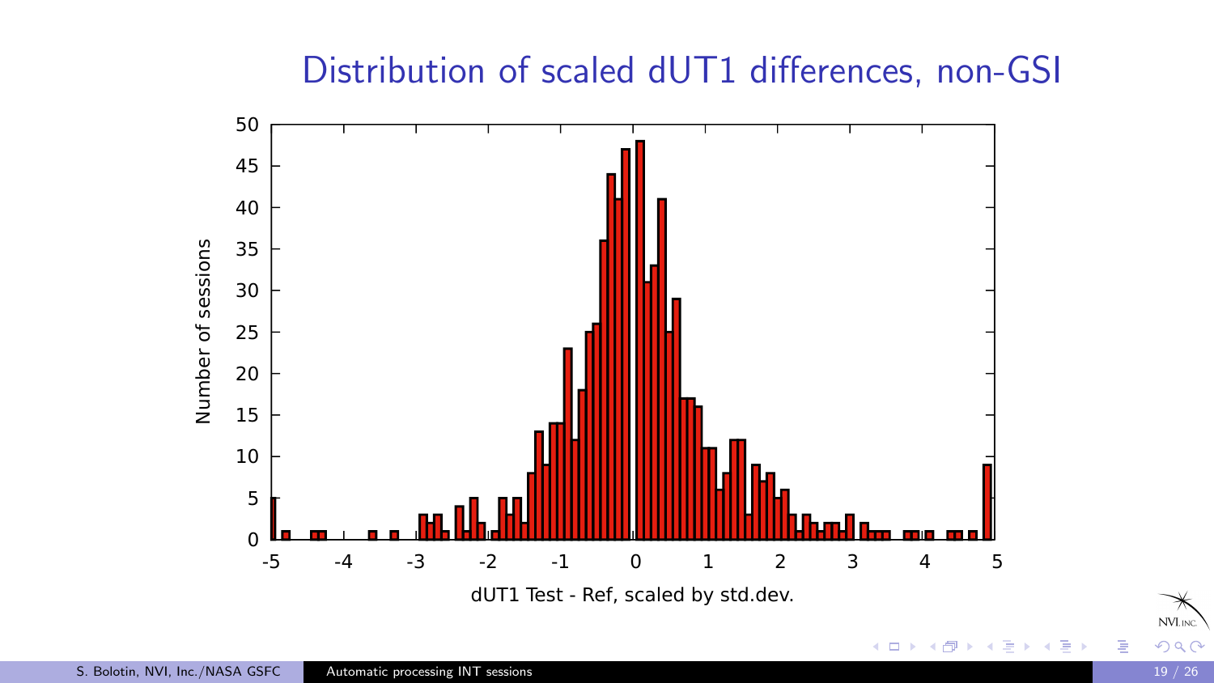# Distribution of scaled dUT1 differences, non-GSI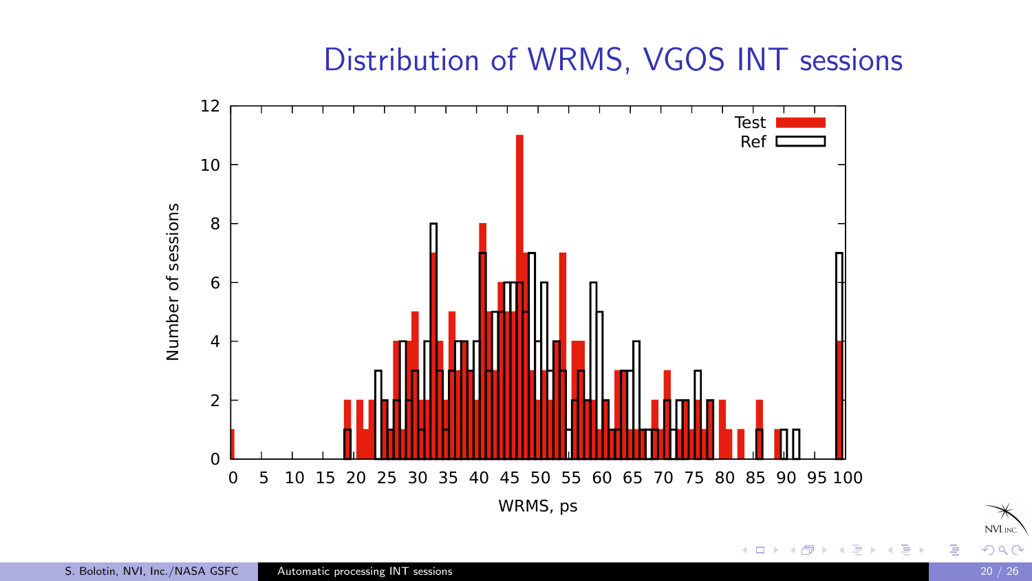# Distribution of WRMS, VGOS INT sessions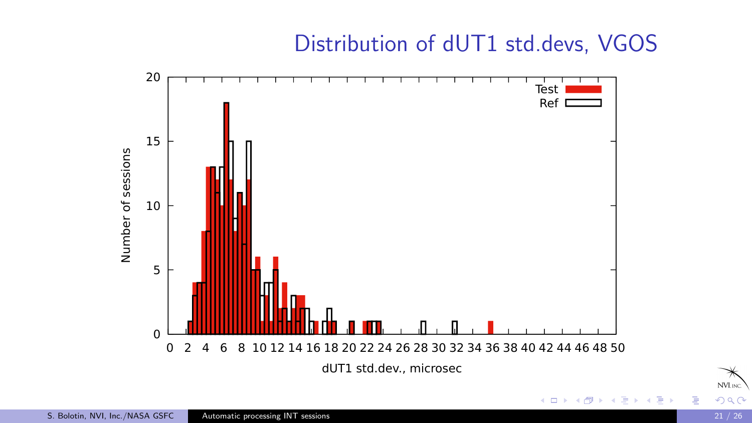# Distribution of dUT1 std.devs, VGOS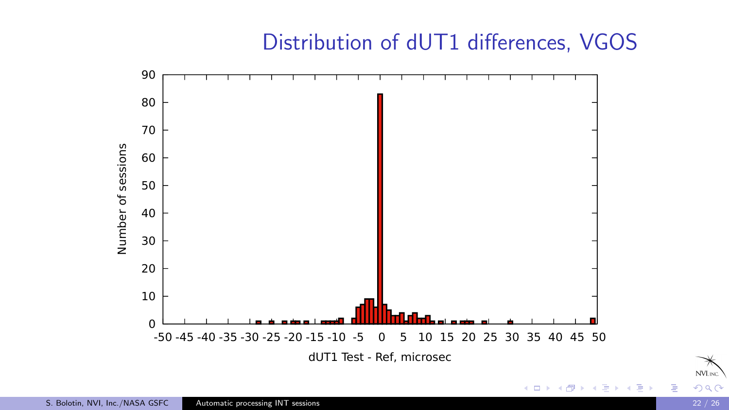# Distribution of dUT1 differences, VGOS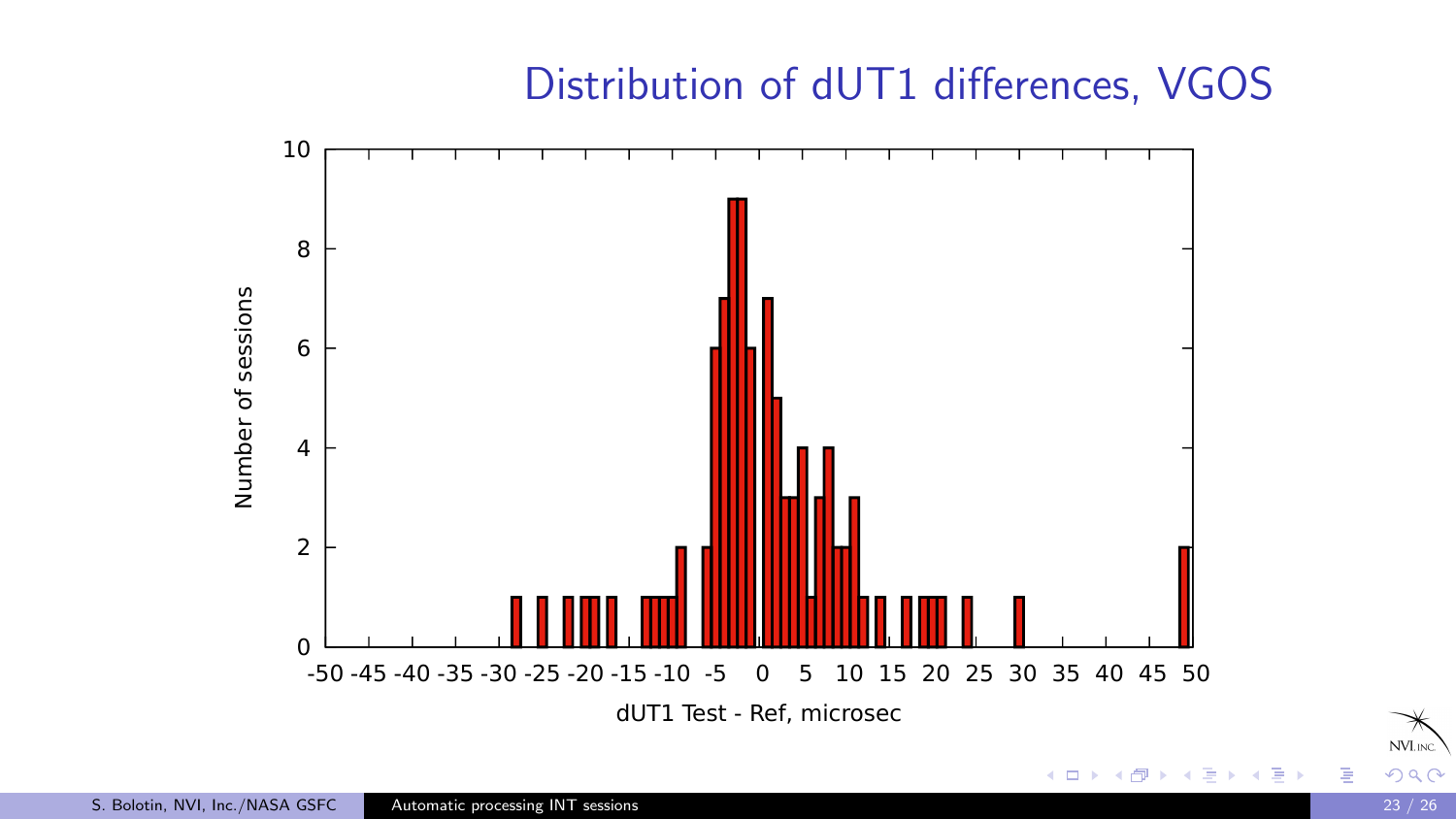# Distribution of dUT1 differences, VGOS

Number of sessions

dUT1 Test - Ref, microsec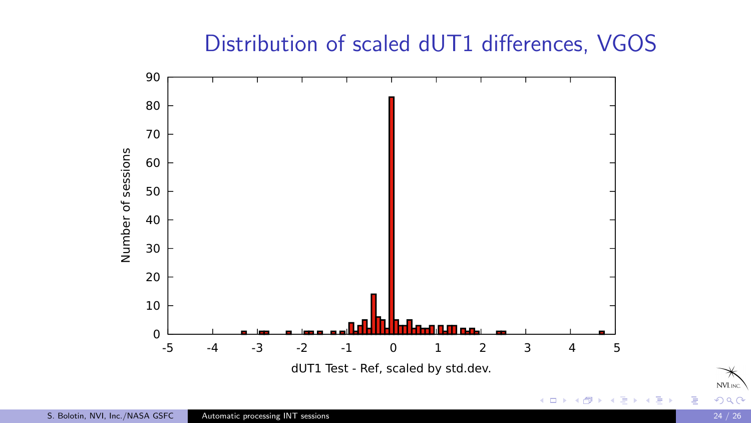# Distribution of scaled dUT1 differences, VGOS

Number of sessions

dUT1 Test - Ref, scaled by std.dev.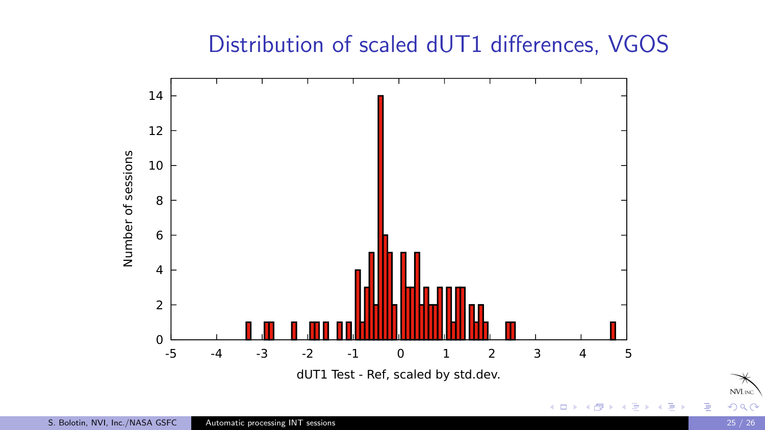# Distribution of scaled dUT1 differences, VGOS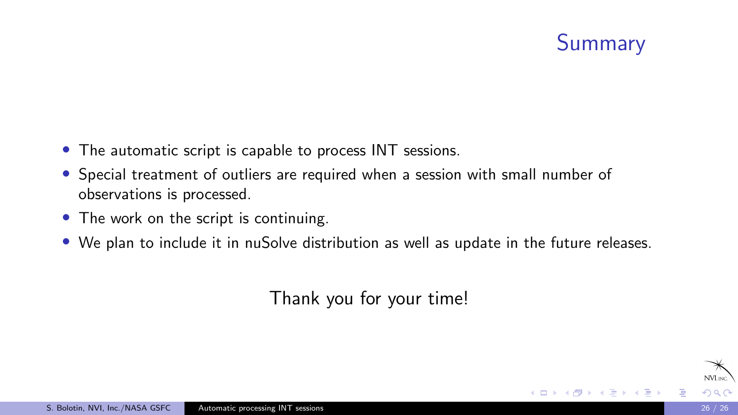## Summary

- The automatic script is capable to process INT sessions.
- Special treatment of outliers are required when a session with small number of observations is processed.
- The work on the script is continuing.
- We plan to include it in nuSolve distribution as well as update in the future releases.

Thank you for your time!